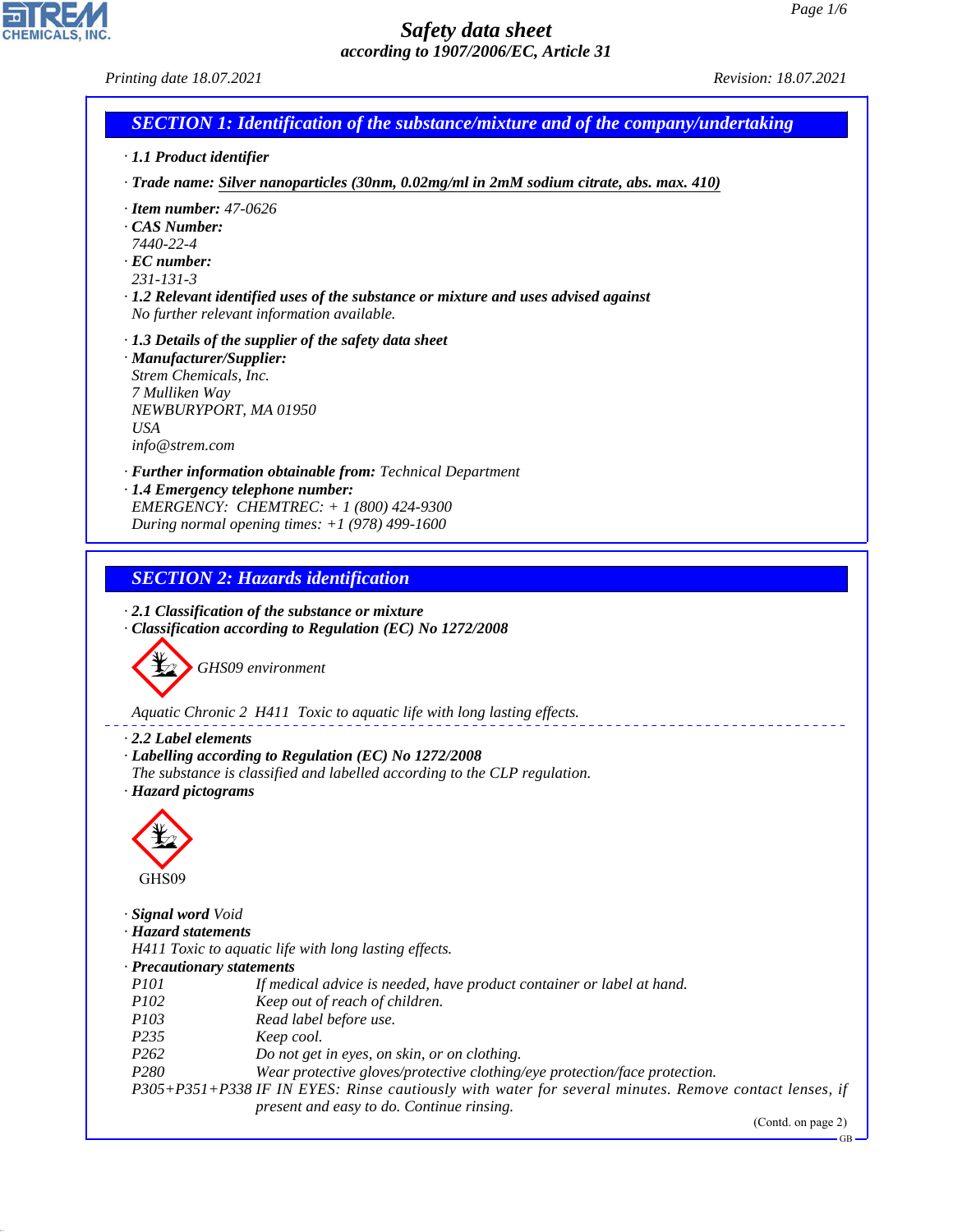# Safety data sheet

*according to 1907/2006/EC, Article 31*

Printing date 18.07.2021 Revision: 18.07.2021

## SECTION 1: Identification of the substance/mixture and of the company/undertaking

· **1.1 Product identifier**

· **Trade name:** Silver nanoparticles (30nm, 0.02mg/ml in 2mM sodium citrate, abs. max. 410)

· **Item number:** 47-0626

· **CAS Number:**
7440-22-4

· **EC number:**
231-131-3

· **1.2 Relevant identified uses of the substance or mixture and uses advised against**
No further relevant information available.

· **1.3 Details of the supplier of the safety data sheet**

· **Manufacturer/Supplier:**
Strem Chemicals, Inc.
7 Mulliken Way
NEWBURYPORT, MA 01950
USA
info@strem.com

· **Further information obtainable from:** Technical Department

· **1.4 Emergency telephone number:**
EMERGENCY: CHEMTREC: + 1 (800) 424-9300
During normal opening times: +1 (978) 499-1600

## SECTION 2: Hazards identification

· **2.1 Classification of the substance or mixture**

· **Classification according to Regulation (EC) No 1272/2008**

GHS09 environment

Aquatic Chronic 2 H411 Toxic to aquatic life with long lasting effects.

· **2.2 Label elements**

· **Labelling according to Regulation (EC) No 1272/2008**
The substance is classified and labelled according to the CLP regulation.

· **Hazard pictograms**

GHS09

· **Signal word** Void

· **Hazard statements**
H411 Toxic to aquatic life with long lasting effects.

· **Precautionary statements**

| | |
|---|---|
| P101 | If medical advice is needed, have product container or label at hand. |
| P102 | Keep out of reach of children. |
| P103 | Read label before use. |
| P235 | Keep cool. |
| P262 | Do not get in eyes, on skin, or on clothing. |
| P280 | Wear protective gloves/protective clothing/eye protection/face protection. |
| P305+P351+P338 | IF IN EYES: Rinse cautiously with water for several minutes. Remove contact lenses, if present and easy to do. Continue rinsing. |

(Contd. on page 2)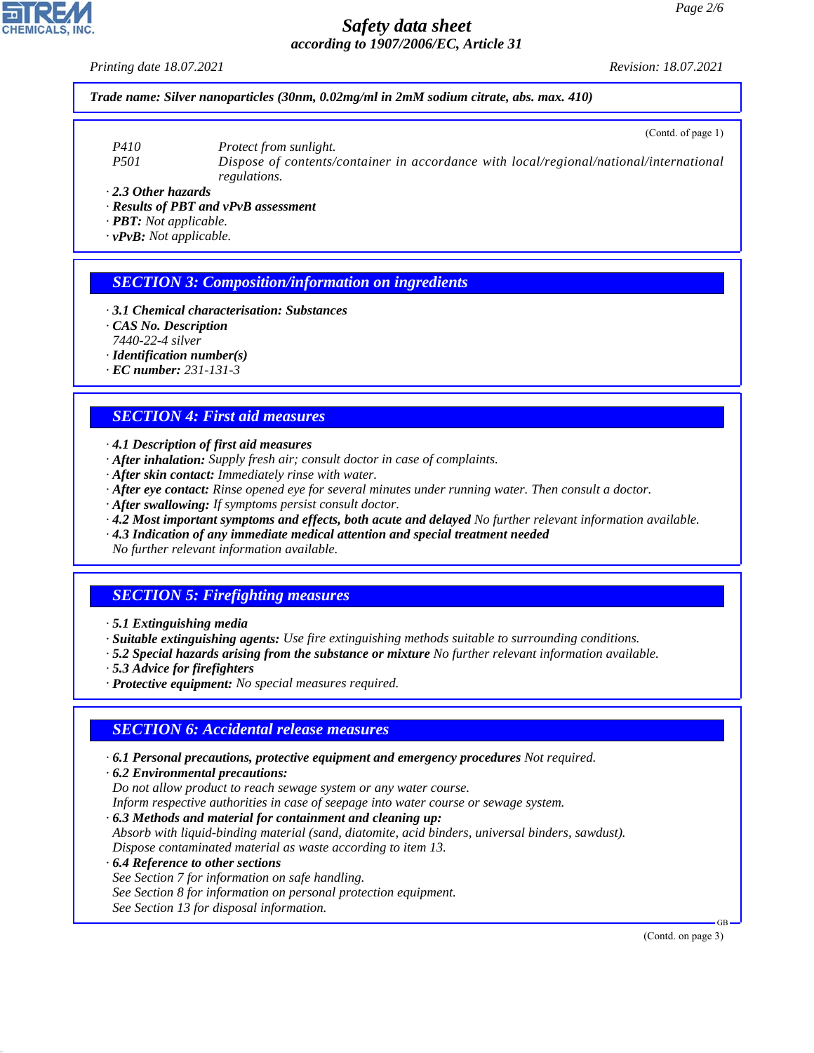**Trade name: Silver nanoparticles (30nm, 0.02mg/ml in 2mM sodium citrate, abs. max. 410)**

(Contd. of page 1)

| | |
|---|---|
| P410 | Protect from sunlight. |
| P501 | Dispose of contents/container in accordance with local/regional/national/international regulations. |

· **2.3 Other hazards**
· **Results of PBT and vPvB assessment**
· **PBT:** Not applicable.
· **vPvB:** Not applicable.

## SECTION 3: Composition/information on ingredients

· **3.1 Chemical characterisation: Substances**
· **CAS No. Description**
7440-22-4 silver
· **Identification number(s)**
· **EC number:** 231-131-3

## SECTION 4: First aid measures

· **4.1 Description of first aid measures**
· **After inhalation:** Supply fresh air; consult doctor in case of complaints.
· **After skin contact:** Immediately rinse with water.
· **After eye contact:** Rinse opened eye for several minutes under running water. Then consult a doctor.
· **After swallowing:** If symptoms persist consult doctor.
· **4.2 Most important symptoms and effects, both acute and delayed** No further relevant information available.
· **4.3 Indication of any immediate medical attention and special treatment needed**
No further relevant information available.

## SECTION 5: Firefighting measures

· **5.1 Extinguishing media**
· **Suitable extinguishing agents:** Use fire extinguishing methods suitable to surrounding conditions.
· **5.2 Special hazards arising from the substance or mixture** No further relevant information available.
· **5.3 Advice for firefighters**
· **Protective equipment:** No special measures required.

## SECTION 6: Accidental release measures

· **6.1 Personal precautions, protective equipment and emergency procedures** Not required.
· **6.2 Environmental precautions:**
Do not allow product to reach sewage system or any water course.
Inform respective authorities in case of seepage into water course or sewage system.
· **6.3 Methods and material for containment and cleaning up:**
Absorb with liquid-binding material (sand, diatomite, acid binders, universal binders, sawdust).
Dispose contaminated material as waste according to item 13.
· **6.4 Reference to other sections**
See Section 7 for information on safe handling.
See Section 8 for information on personal protection equipment.
See Section 13 for disposal information.

(Contd. on page 3)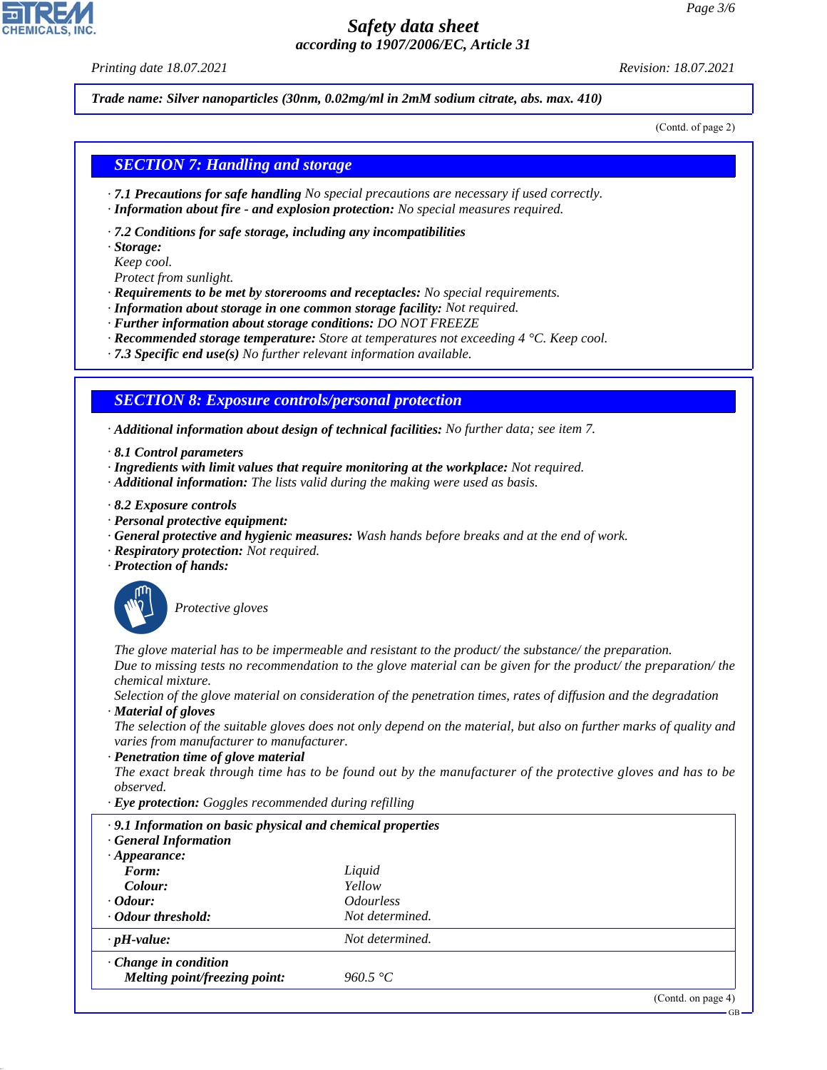Trade name: Silver nanoparticles (30nm, 0.02mg/ml in 2mM sodium citrate, abs. max. 410)

(Contd. of page 2)

## SECTION 7: Handling and storage

· **7.1 Precautions for safe handling** No special precautions are necessary if used correctly.
· **Information about fire - and explosion protection:** No special measures required.

· **7.2 Conditions for safe storage, including any incompatibilities**
· **Storage:**
Keep cool.
Protect from sunlight.
· **Requirements to be met by storerooms and receptacles:** No special requirements.
· **Information about storage in one common storage facility:** Not required.
· **Further information about storage conditions:** DO NOT FREEZE
· **Recommended storage temperature:** Store at temperatures not exceeding 4 °C. Keep cool.
· **7.3 Specific end use(s)** No further relevant information available.

## SECTION 8: Exposure controls/personal protection

· **Additional information about design of technical facilities:** No further data; see item 7.

· **8.1 Control parameters**
· **Ingredients with limit values that require monitoring at the workplace:** Not required.
· **Additional information:** The lists valid during the making were used as basis.

· **8.2 Exposure controls**
· **Personal protective equipment:**
· **General protective and hygienic measures:** Wash hands before breaks and at the end of work.
· **Respiratory protection:** Not required.
· **Protection of hands:**

Protective gloves

The glove material has to be impermeable and resistant to the product/ the substance/ the preparation.
Due to missing tests no recommendation to the glove material can be given for the product/ the preparation/ the chemical mixture.
Selection of the glove material on consideration of the penetration times, rates of diffusion and the degradation
· **Material of gloves**
The selection of the suitable gloves does not only depend on the material, but also on further marks of quality and varies from manufacturer to manufacturer.
· **Penetration time of glove material**
The exact break through time has to be found out by the manufacturer of the protective gloves and has to be observed.
· **Eye protection:** Goggles recommended during refilling

| | |
|---|---|
| · **9.1 Information on basic physical and chemical properties** | |
| · **General Information** | |
| · **Appearance:** | |
| **Form:** | Liquid |
| **Colour:** | Yellow |
| · **Odour:** | Odourless |
| · **Odour threshold:** | Not determined. |
| · **pH-value:** | Not determined. |
| · **Change in condition** | |
| **Melting point/freezing point:** | 960.5 °C |

(Contd. on page 4)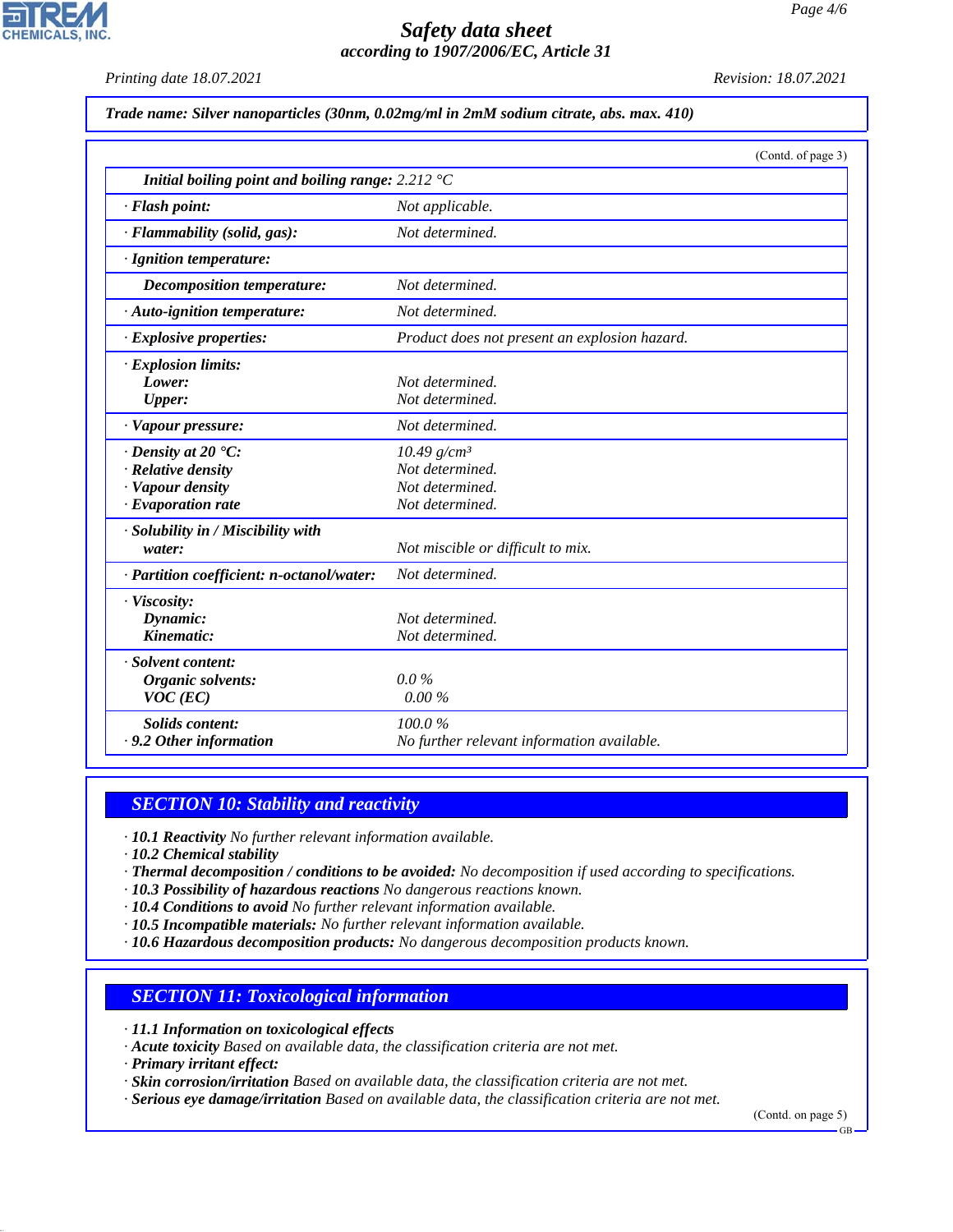**Trade name: Silver nanoparticles (30nm, 0.02mg/ml in 2mM sodium citrate, abs. max. 410)**

(Contd. of page 3)

| | |
|---|---|
| **Initial boiling point and boiling range:** 2.212 °C | |
| **· Flash point:** | Not applicable. |
| **· Flammability (solid, gas):** | Not determined. |
| **· Ignition temperature:** | |
| **Decomposition temperature:** | Not determined. |
| **· Auto-ignition temperature:** | Not determined. |
| **· Explosive properties:** | Product does not present an explosion hazard. |
| **· Explosion limits:** | |
| **Lower:** | Not determined. |
| **Upper:** | Not determined. |
| **· Vapour pressure:** | Not determined. |
| **· Density at 20 °C:** | 10.49 g/cm³ |
| **· Relative density** | Not determined. |
| **· Vapour density** | Not determined. |
| **· Evaporation rate** | Not determined. |
| **· Solubility in / Miscibility with water:** | Not miscible or difficult to mix. |
| **· Partition coefficient: n-octanol/water:** | Not determined. |
| **· Viscosity:** | |
| **Dynamic:** | Not determined. |
| **Kinematic:** | Not determined. |
| **· Solvent content:** | |
| **Organic solvents:** | 0.0 % |
| **VOC (EC)** | 0.00 % |
| **Solids content:** | 100.0 % |
| **· 9.2 Other information** | No further relevant information available. |

## SECTION 10: Stability and reactivity

- **· 10.1 Reactivity** No further relevant information available.
- **· 10.2 Chemical stability**
- **· Thermal decomposition / conditions to be avoided:** No decomposition if used according to specifications.
- **· 10.3 Possibility of hazardous reactions** No dangerous reactions known.
- **· 10.4 Conditions to avoid** No further relevant information available.
- **· 10.5 Incompatible materials:** No further relevant information available.
- **· 10.6 Hazardous decomposition products:** No dangerous decomposition products known.

## SECTION 11: Toxicological information

- **· 11.1 Information on toxicological effects**
- **· Acute toxicity** Based on available data, the classification criteria are not met.
- **· Primary irritant effect:**
- **· Skin corrosion/irritation** Based on available data, the classification criteria are not met.
- **· Serious eye damage/irritation** Based on available data, the classification criteria are not met.

(Contd. on page 5)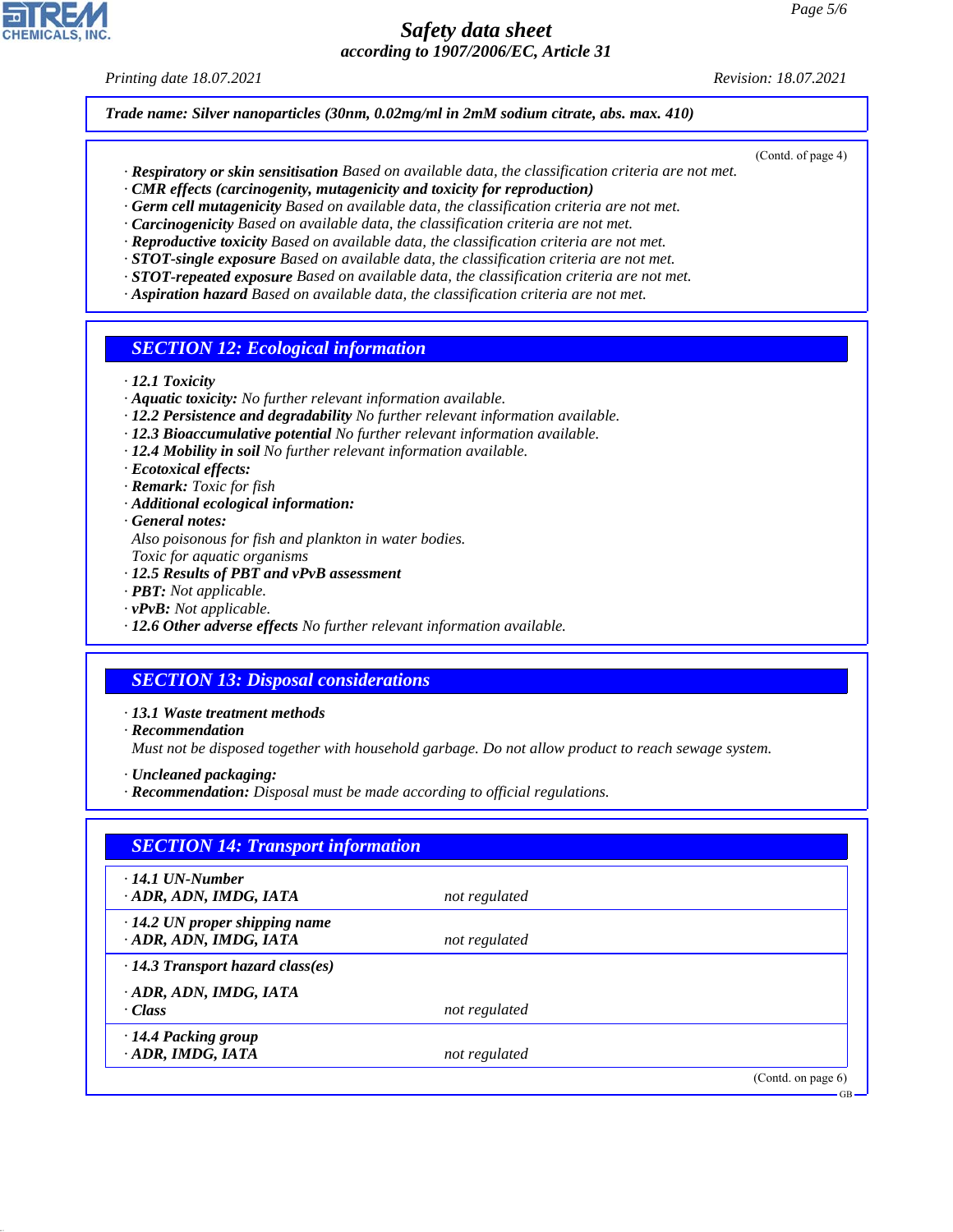**Trade name: Silver nanoparticles (30nm, 0.02mg/ml in 2mM sodium citrate, abs. max. 410)**

(Contd. of page 4)

- **Respiratory or skin sensitisation** Based on available data, the classification criteria are not met.
- **CMR effects (carcinogenity, mutagenicity and toxicity for reproduction)**
- **Germ cell mutagenicity** Based on available data, the classification criteria are not met.
- **Carcinogenicity** Based on available data, the classification criteria are not met.
- **Reproductive toxicity** Based on available data, the classification criteria are not met.
- **STOT-single exposure** Based on available data, the classification criteria are not met.
- **STOT-repeated exposure** Based on available data, the classification criteria are not met.
- **Aspiration hazard** Based on available data, the classification criteria are not met.

## SECTION 12: Ecological information

- **12.1 Toxicity**
- **Aquatic toxicity:** No further relevant information available.
- **12.2 Persistence and degradability** No further relevant information available.
- **12.3 Bioaccumulative potential** No further relevant information available.
- **12.4 Mobility in soil** No further relevant information available.
- **Ecotoxical effects:**
- **Remark:** Toxic for fish
- **Additional ecological information:**
- **General notes:**
  Also poisonous for fish and plankton in water bodies.
  Toxic for aquatic organisms
- **12.5 Results of PBT and vPvB assessment**
- **PBT:** Not applicable.
- **vPvB:** Not applicable.
- **12.6 Other adverse effects** No further relevant information available.

## SECTION 13: Disposal considerations

- **13.1 Waste treatment methods**
- **Recommendation**
  Must not be disposed together with household garbage. Do not allow product to reach sewage system.

- **Uncleaned packaging:**
- **Recommendation:** Disposal must be made according to official regulations.

## SECTION 14: Transport information

| | |
|---|---|
| · **14.1 UN-Number**<br>· **ADR, ADN, IMDG, IATA** | not regulated |
| · **14.2 UN proper shipping name**<br>· **ADR, ADN, IMDG, IATA** | not regulated |
| · **14.3 Transport hazard class(es)**<br>· **ADR, ADN, IMDG, IATA**<br>· **Class** | not regulated |
| · **14.4 Packing group**<br>· **ADR, IMDG, IATA** | not regulated |

(Contd. on page 6)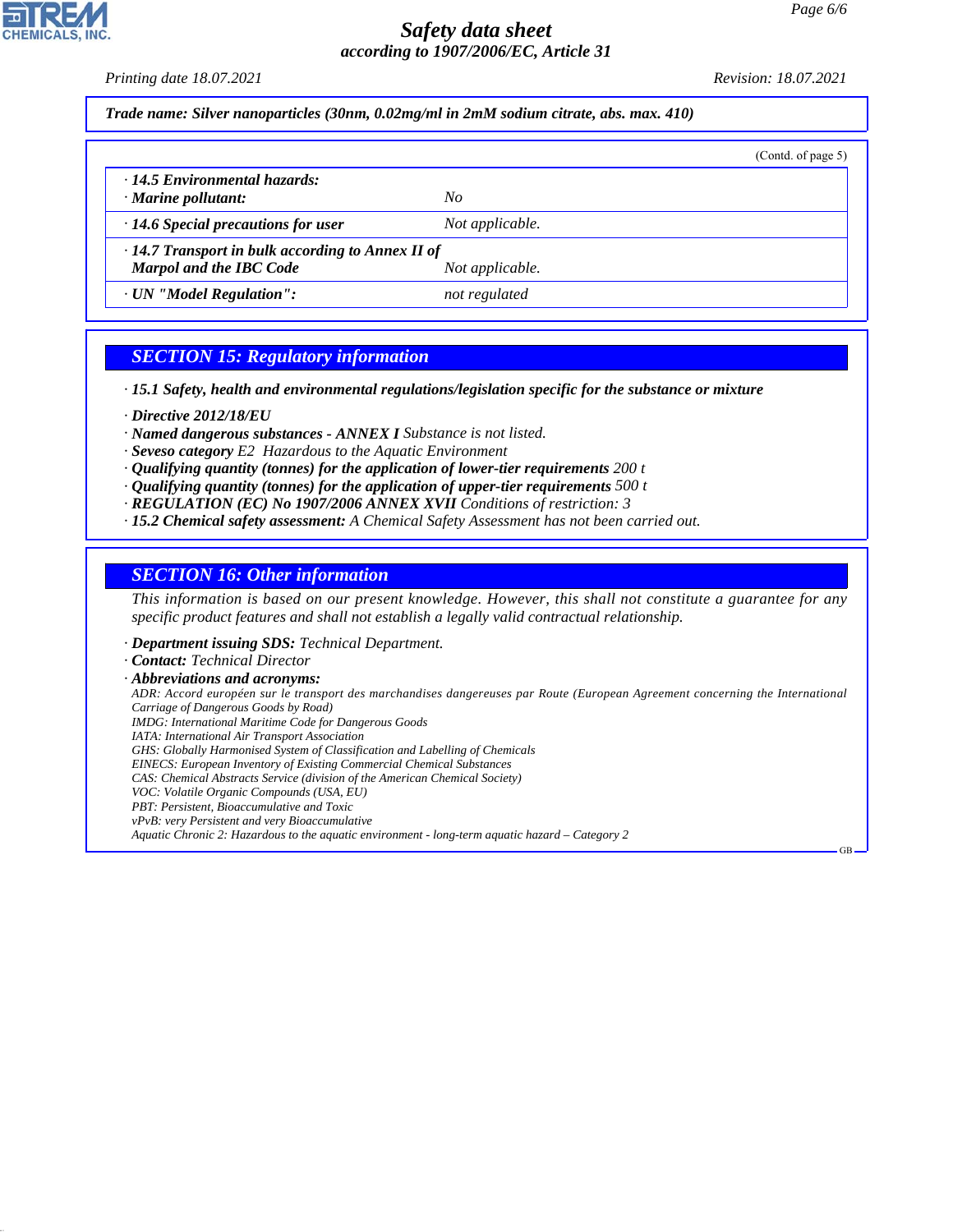**Trade name: Silver nanoparticles (30nm, 0.02mg/ml in 2mM sodium citrate, abs. max. 410)**

(Contd. of page 5)

| | |
|---|---|
| · **14.5 Environmental hazards:** · **Marine pollutant:** | No |
| · **14.6 Special precautions for user** | Not applicable. |
| · **14.7 Transport in bulk according to Annex II of Marpol and the IBC Code** | Not applicable. |
| · **UN "Model Regulation":** | not regulated |

## SECTION 15: Regulatory information

· **15.1 Safety, health and environmental regulations/legislation specific for the substance or mixture**

· **Directive 2012/18/EU**
· **Named dangerous substances - ANNEX I** Substance is not listed.
· **Seveso category** E2 Hazardous to the Aquatic Environment
· **Qualifying quantity (tonnes) for the application of lower-tier requirements** 200 t
· **Qualifying quantity (tonnes) for the application of upper-tier requirements** 500 t
· **REGULATION (EC) No 1907/2006 ANNEX XVII** Conditions of restriction: 3
· **15.2 Chemical safety assessment:** A Chemical Safety Assessment has not been carried out.

## SECTION 16: Other information

This information is based on our present knowledge. However, this shall not constitute a guarantee for any specific product features and shall not establish a legally valid contractual relationship.

· **Department issuing SDS:** Technical Department.
· **Contact:** Technical Director
· **Abbreviations and acronyms:**
ADR: Accord européen sur le transport des marchandises dangereuses par Route (European Agreement concerning the International Carriage of Dangerous Goods by Road)
IMDG: International Maritime Code for Dangerous Goods
IATA: International Air Transport Association
GHS: Globally Harmonised System of Classification and Labelling of Chemicals
EINECS: European Inventory of Existing Commercial Chemical Substances
CAS: Chemical Abstracts Service (division of the American Chemical Society)
VOC: Volatile Organic Compounds (USA, EU)
PBT: Persistent, Bioaccumulative and Toxic
vPvB: very Persistent and very Bioaccumulative
Aquatic Chronic 2: Hazardous to the aquatic environment - long-term aquatic hazard – Category 2